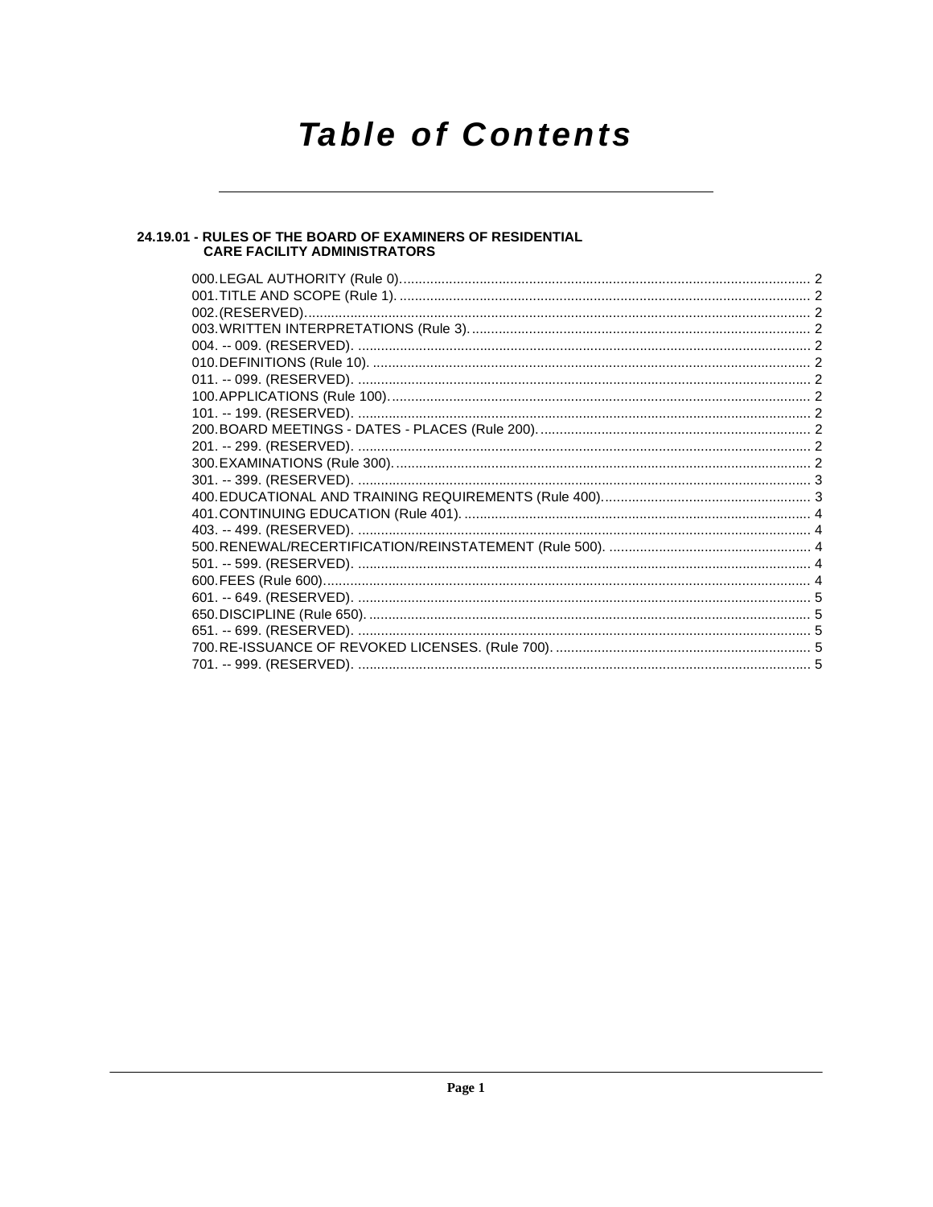# Table of Contents

## 24.19.01 - RULES OF THE BOARD OF EXAMINERS OF RESIDENTIAL CARE FACILITY ADMINISTRATORS

000. LEGAL AUTHORITY (Rule 0). ........ 2
001. TITLE AND SCOPE (Rule 1). ........ 2
002. (RESERVED). ........ 2
003. WRITTEN INTERPRETATIONS (Rule 3). ........ 2
004. -- 009. (RESERVED). ........ 2
010. DEFINITIONS (Rule 10). ........ 2
011. -- 099. (RESERVED). ........ 2
100. APPLICATIONS (Rule 100). ........ 2
101. -- 199. (RESERVED). ........ 2
200. BOARD MEETINGS - DATES - PLACES (Rule 200). ........ 2
201. -- 299. (RESERVED). ........ 2
300. EXAMINATIONS (Rule 300). ........ 2
301. -- 399. (RESERVED). ........ 3
400. EDUCATIONAL AND TRAINING REQUIREMENTS (Rule 400). ........ 3
401. CONTINUING EDUCATION (Rule 401). ........ 4
403. -- 499. (RESERVED). ........ 4
500. RENEWAL/RECERTIFICATION/REINSTATEMENT (Rule 500). ........ 4
501. -- 599. (RESERVED). ........ 4
600. FEES (Rule 600). ........ 4
601. -- 649. (RESERVED). ........ 5
650. DISCIPLINE (Rule 650). ........ 5
651. -- 699. (RESERVED). ........ 5
700. RE-ISSUANCE OF REVOKED LICENSES. (Rule 700). ........ 5
701. -- 999. (RESERVED). ........ 5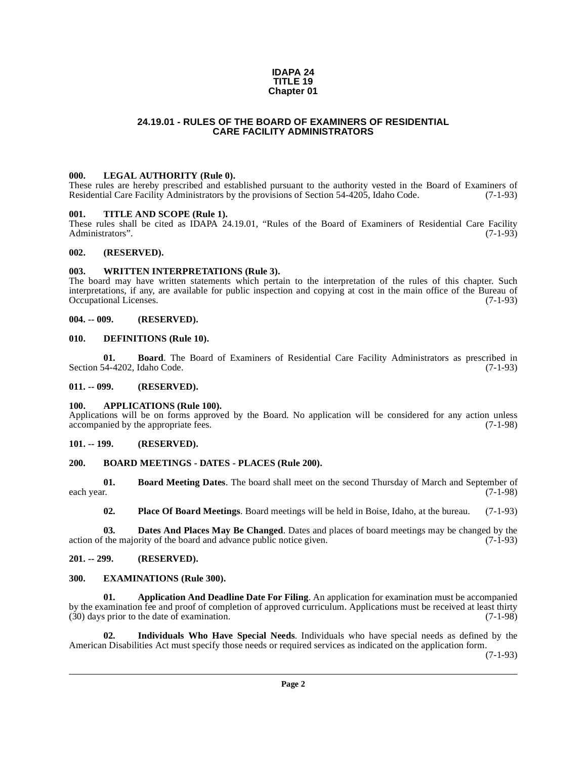# IDAPA 24
# TITLE 19
# Chapter 01

## 24.19.01 - RULES OF THE BOARD OF EXAMINERS OF RESIDENTIAL CARE FACILITY ADMINISTRATORS

### 000. LEGAL AUTHORITY (Rule 0).

These rules are hereby prescribed and established pursuant to the authority vested in the Board of Examiners of Residential Care Facility Administrators by the provisions of Section 54-4205, Idaho Code. (7-1-93)

### 001. TITLE AND SCOPE (Rule 1).

These rules shall be cited as IDAPA 24.19.01, "Rules of the Board of Examiners of Residential Care Facility Administrators". (7-1-93)

### 002. (RESERVED).

### 003. WRITTEN INTERPRETATIONS (Rule 3).

The board may have written statements which pertain to the interpretation of the rules of this chapter. Such interpretations, if any, are available for public inspection and copying at cost in the main office of the Bureau of Occupational Licenses. (7-1-93)

### 004. -- 009. (RESERVED).

### 010. DEFINITIONS (Rule 10).

**01. Board**. The Board of Examiners of Residential Care Facility Administrators as prescribed in Section 54-4202, Idaho Code. (7-1-93)

### 011. -- 099. (RESERVED).

### 100. APPLICATIONS (Rule 100).

Applications will be on forms approved by the Board. No application will be considered for any action unless accompanied by the appropriate fees. (7-1-98)

### 101. -- 199. (RESERVED).

### 200. BOARD MEETINGS - DATES - PLACES (Rule 200).

**01. Board Meeting Dates**. The board shall meet on the second Thursday of March and September of each year. (7-1-98)

**02. Place Of Board Meetings**. Board meetings will be held in Boise, Idaho, at the bureau. (7-1-93)

**03. Dates And Places May Be Changed**. Dates and places of board meetings may be changed by the action of the majority of the board and advance public notice given. (7-1-93)

### 201. -- 299. (RESERVED).

### 300. EXAMINATIONS (Rule 300).

**01. Application And Deadline Date For Filing**. An application for examination must be accompanied by the examination fee and proof of completion of approved curriculum. Applications must be received at least thirty (30) days prior to the date of examination. (7-1-98)

**02. Individuals Who Have Special Needs**. Individuals who have special needs as defined by the American Disabilities Act must specify those needs or required services as indicated on the application form. (7-1-93)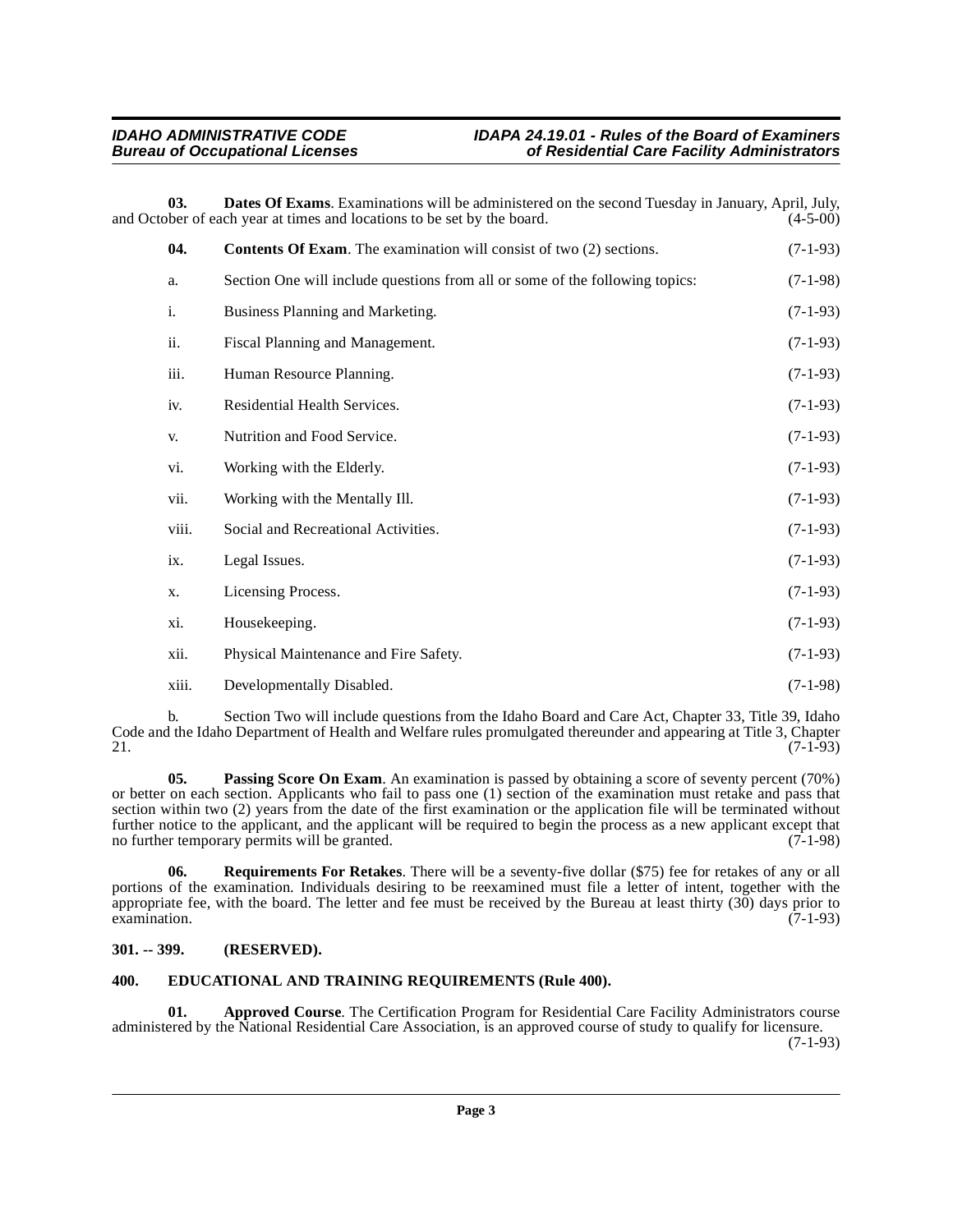**03. Dates Of Exams**. Examinations will be administered on the second Tuesday in January, April, July, and October of each year at times and locations to be set by the board. (4-5-00)

**04. Contents Of Exam**. The examination will consist of two (2) sections. (7-1-93)

a. Section One will include questions from all or some of the following topics: (7-1-98)

i. Business Planning and Marketing. (7-1-93)

ii. Fiscal Planning and Management. (7-1-93)

iii. Human Resource Planning. (7-1-93)

iv. Residential Health Services. (7-1-93)

v. Nutrition and Food Service. (7-1-93)

vi. Working with the Elderly. (7-1-93)

vii. Working with the Mentally Ill. (7-1-93)

viii. Social and Recreational Activities. (7-1-93)

ix. Legal Issues. (7-1-93)

x. Licensing Process. (7-1-93)

xi. Housekeeping. (7-1-93)

xii. Physical Maintenance and Fire Safety. (7-1-93)

xiii. Developmentally Disabled. (7-1-98)

b. Section Two will include questions from the Idaho Board and Care Act, Chapter 33, Title 39, Idaho Code and the Idaho Department of Health and Welfare rules promulgated thereunder and appearing at Title 3, Chapter 21. (7-1-93)

**05. Passing Score On Exam**. An examination is passed by obtaining a score of seventy percent (70%) or better on each section. Applicants who fail to pass one (1) section of the examination must retake and pass that section within two (2) years from the date of the first examination or the application file will be terminated without further notice to the applicant, and the applicant will be required to begin the process as a new applicant except that no further temporary permits will be granted. (7-1-98)

**06. Requirements For Retakes**. There will be a seventy-five dollar ($75) fee for retakes of any or all portions of the examination. Individuals desiring to be reexamined must file a letter of intent, together with the appropriate fee, with the board. The letter and fee must be received by the Bureau at least thirty (30) days prior to examination. (7-1-93)

## 301. -- 399. (RESERVED).

## 400. EDUCATIONAL AND TRAINING REQUIREMENTS (Rule 400).

**01. Approved Course**. The Certification Program for Residential Care Facility Administrators course administered by the National Residential Care Association, is an approved course of study to qualify for licensure. (7-1-93)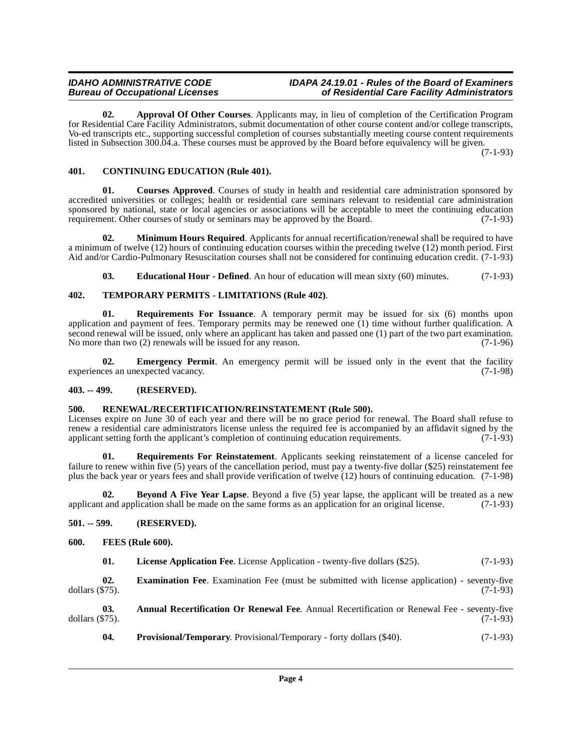**02. Approval Of Other Courses**. Applicants may, in lieu of completion of the Certification Program for Residential Care Facility Administrators, submit documentation of other course content and/or college transcripts, Vo-ed transcripts etc., supporting successful completion of courses substantially meeting course content requirements listed in Subsection 300.04.a. These courses must be approved by the Board before equivalency will be given. (7-1-93)

## 401. CONTINUING EDUCATION (Rule 401).

**01. Courses Approved**. Courses of study in health and residential care administration sponsored by accredited universities or colleges; health or residential care seminars relevant to residential care administration sponsored by national, state or local agencies or associations will be acceptable to meet the continuing education requirement. Other courses of study or seminars may be approved by the Board. (7-1-93)

**02. Minimum Hours Required**. Applicants for annual recertification/renewal shall be required to have a minimum of twelve (12) hours of continuing education courses within the preceding twelve (12) month period. First Aid and/or Cardio-Pulmonary Resuscitation courses shall not be considered for continuing education credit. (7-1-93)

**03. Educational Hour - Defined**. An hour of education will mean sixty (60) minutes. (7-1-93)

## 402. TEMPORARY PERMITS - LIMITATIONS (Rule 402).

**01. Requirements For Issuance**. A temporary permit may be issued for six (6) months upon application and payment of fees. Temporary permits may be renewed one (1) time without further qualification. A second renewal will be issued, only where an applicant has taken and passed one (1) part of the two part examination. No more than two (2) renewals will be issued for any reason. (7-1-96)

**02. Emergency Permit**. An emergency permit will be issued only in the event that the facility experiences an unexpected vacancy. (7-1-98)

## 403. -- 499. (RESERVED).

## 500. RENEWAL/RECERTIFICATION/REINSTATEMENT (Rule 500).

Licenses expire on June 30 of each year and there will be no grace period for renewal. The Board shall refuse to renew a residential care administrators license unless the required fee is accompanied by an affidavit signed by the applicant setting forth the applicant's completion of continuing education requirements. (7-1-93)

**01. Requirements For Reinstatement**. Applicants seeking reinstatement of a license canceled for failure to renew within five (5) years of the cancellation period, must pay a twenty-five dollar ($25) reinstatement fee plus the back year or years fees and shall provide verification of twelve (12) hours of continuing education. (7-1-98)

**02. Beyond A Five Year Lapse**. Beyond a five (5) year lapse, the applicant will be treated as a new applicant and application shall be made on the same forms as an application for an original license. (7-1-93)

## 501. -- 599. (RESERVED).

## 600. FEES (Rule 600).

**01. License Application Fee**. License Application - twenty-five dollars ($25). (7-1-93)

**02. Examination Fee**. Examination Fee (must be submitted with license application) - seventy-five dollars ($75). (7-1-93)

**03. Annual Recertification Or Renewal Fee**. Annual Recertification or Renewal Fee - seventy-five dollars ($75). (7-1-93)

**04. Provisional/Temporary**. Provisional/Temporary - forty dollars ($40). (7-1-93)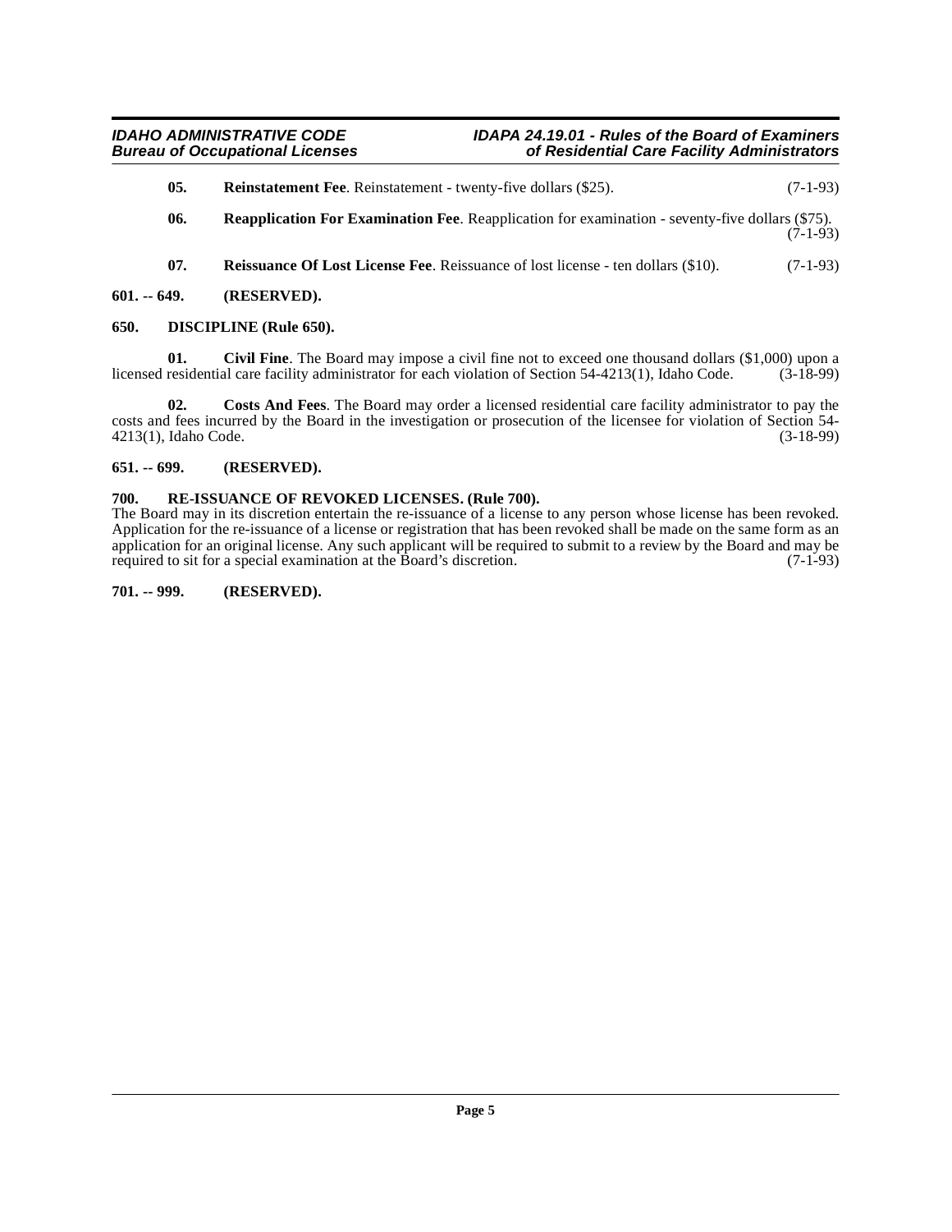**05. Reinstatement Fee**. Reinstatement - twenty-five dollars ($25). (7-1-93)

**06. Reapplication For Examination Fee**. Reapplication for examination - seventy-five dollars ($75). (7-1-93)

**07. Reissuance Of Lost License Fee**. Reissuance of lost license - ten dollars ($10). (7-1-93)

## 601. -- 649. (RESERVED).

## 650. DISCIPLINE (Rule 650).

**01. Civil Fine**. The Board may impose a civil fine not to exceed one thousand dollars ($1,000) upon a licensed residential care facility administrator for each violation of Section 54-4213(1), Idaho Code. (3-18-99)

**02. Costs And Fees**. The Board may order a licensed residential care facility administrator to pay the costs and fees incurred by the Board in the investigation or prosecution of the licensee for violation of Section 54-4213(1), Idaho Code. (3-18-99)

## 651. -- 699. (RESERVED).

## 700. RE-ISSUANCE OF REVOKED LICENSES. (Rule 700).

The Board may in its discretion entertain the re-issuance of a license to any person whose license has been revoked. Application for the re-issuance of a license or registration that has been revoked shall be made on the same form as an application for an original license. Any such applicant will be required to submit to a review by the Board and may be required to sit for a special examination at the Board's discretion. (7-1-93)

## 701. -- 999. (RESERVED).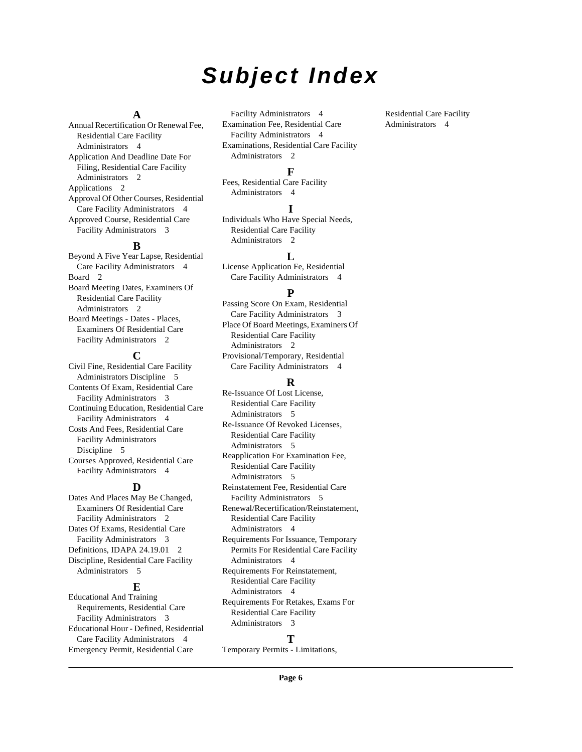# Subject Index

### A

Annual Recertification Or Renewal Fee, Residential Care Facility Administrators 4

Application And Deadline Date For Filing, Residential Care Facility Administrators 2

Applications 2

Approval Of Other Courses, Residential Care Facility Administrators 4

Approved Course, Residential Care Facility Administrators 3

### B

Beyond A Five Year Lapse, Residential Care Facility Administrators 4

Board 2

Board Meeting Dates, Examiners Of Residential Care Facility Administrators 2

Board Meetings - Dates - Places, Examiners Of Residential Care Facility Administrators 2

### C

Civil Fine, Residential Care Facility Administrators Discipline 5

Contents Of Exam, Residential Care Facility Administrators 3

Continuing Education, Residential Care Facility Administrators 4

Costs And Fees, Residential Care Facility Administrators Discipline 5

Courses Approved, Residential Care Facility Administrators 4

### D

Dates And Places May Be Changed, Examiners Of Residential Care Facility Administrators 2

Dates Of Exams, Residential Care Facility Administrators 3

Definitions, IDAPA 24.19.01 2

Discipline, Residential Care Facility Administrators 5

### E

Educational And Training Requirements, Residential Care Facility Administrators 3

Educational Hour - Defined, Residential Care Facility Administrators 4

Emergency Permit, Residential Care Facility Administrators 4

Examination Fee, Residential Care Facility Administrators 4

Examinations, Residential Care Facility Administrators 2

### F

Fees, Residential Care Facility Administrators 4

### I

Individuals Who Have Special Needs, Residential Care Facility Administrators 2

### L

License Application Fe, Residential Care Facility Administrators 4

### P

Passing Score On Exam, Residential Care Facility Administrators 3

Place Of Board Meetings, Examiners Of Residential Care Facility Administrators 2

Provisional/Temporary, Residential Care Facility Administrators 4

### R

Re-Issuance Of Lost License, Residential Care Facility Administrators 5

Re-Issuance Of Revoked Licenses, Residential Care Facility Administrators 5

Reapplication For Examination Fee, Residential Care Facility Administrators 5

Reinstatement Fee, Residential Care Facility Administrators 5

Renewal/Recertification/Reinstatement, Residential Care Facility Administrators 4

Requirements For Issuance, Temporary Permits For Residential Care Facility Administrators 4

Requirements For Reinstatement, Residential Care Facility Administrators 4

Requirements For Retakes, Exams For Residential Care Facility Administrators 3

### T

Temporary Permits - Limitations, Residential Care Facility Administrators 4